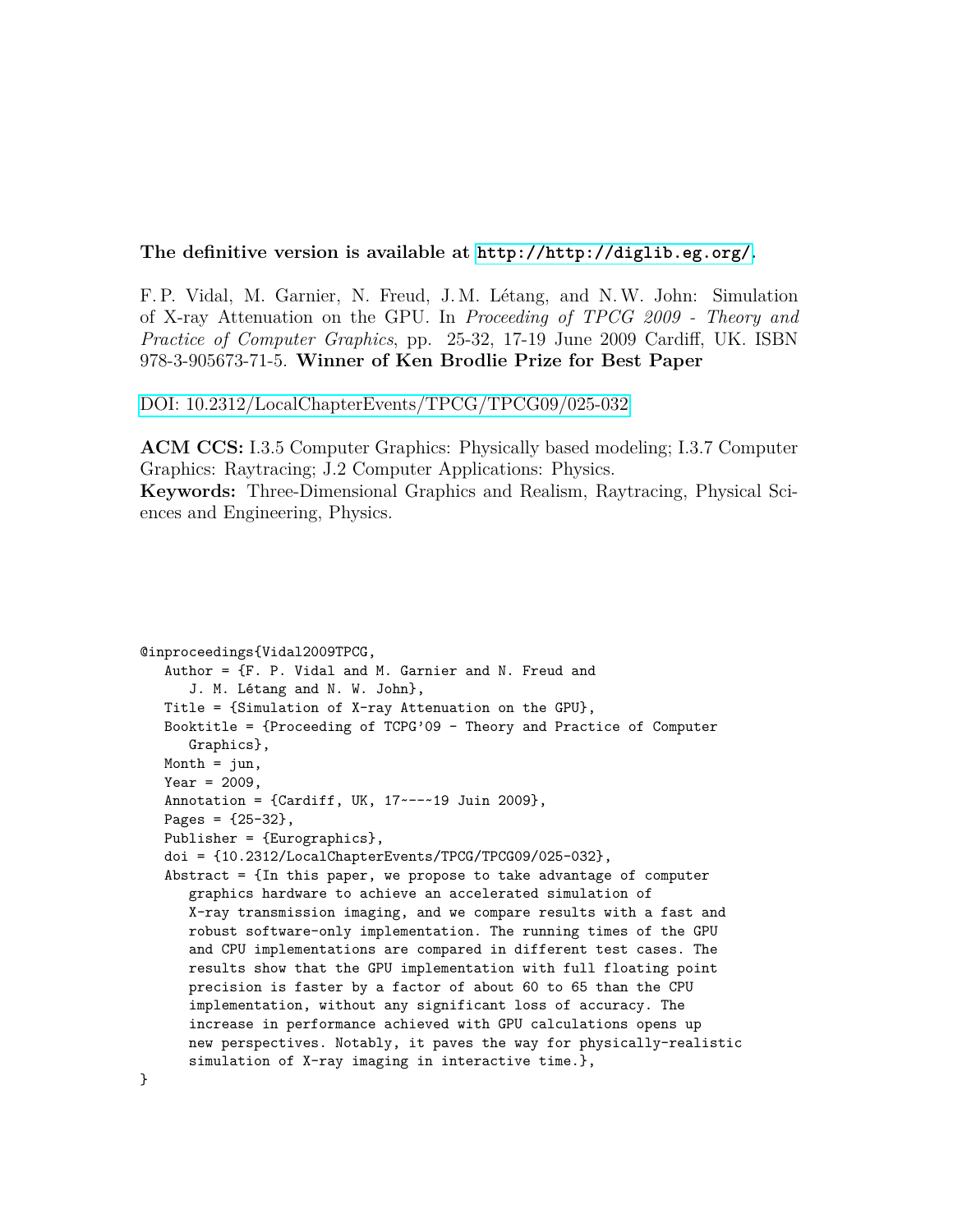**The definitive version is available at http://http://diglib.eg.org/.**

F. P. Vidal, M. Garnier, N. Freud, J. M. Létang, and N. W. John: Simulation of X-ray Attenuation on the GPU. In *Proceeding of TPCG 2009 - Theory and Practice of Computer Graphics*, pp. 25-32, 17-19 June 2009 Cardiff, UK. ISBN 978-3-905673-71-5. **Winner of Ken Brodlie Prize for Best Paper**

DOI: 10.2312/LocalChapterEvents/TPCG/TPCG09/025-032

**ACM CCS:** I.3.5 Computer Graphics: Physically based modeling; I.3.7 Computer Graphics: Raytracing; J.2 Computer Applications: Physics.
**Keywords:** Three-Dimensional Graphics and Realism, Raytracing, Physical Sciences and Engineering, Physics.

```
@inproceedings{Vidal2009TPCG,
   Author = {F. P. Vidal and M. Garnier and N. Freud and
      J. M. Létang and N. W. John},
   Title = {Simulation of X-ray Attenuation on the GPU},
   Booktitle = {Proceeding of TCPG'09 - Theory and Practice of Computer
      Graphics},
   Month = jun,
   Year = 2009,
   Annotation = {Cardiff, UK, 17~---~19 Juin 2009},
   Pages = {25-32},
   Publisher = {Eurographics},
   doi = {10.2312/LocalChapterEvents/TPCG/TPCG09/025-032},
   Abstract = {In this paper, we propose to take advantage of computer
      graphics hardware to achieve an accelerated simulation of
      X-ray transmission imaging, and we compare results with a fast and
      robust software-only implementation. The running times of the GPU
      and CPU implementations are compared in different test cases. The
      results show that the GPU implementation with full floating point
      precision is faster by a factor of about 60 to 65 than the CPU
      implementation, without any significant loss of accuracy. The
      increase in performance achieved with GPU calculations opens up
      new perspectives. Notably, it paves the way for physically-realistic
      simulation of X-ray imaging in interactive time.},
}
```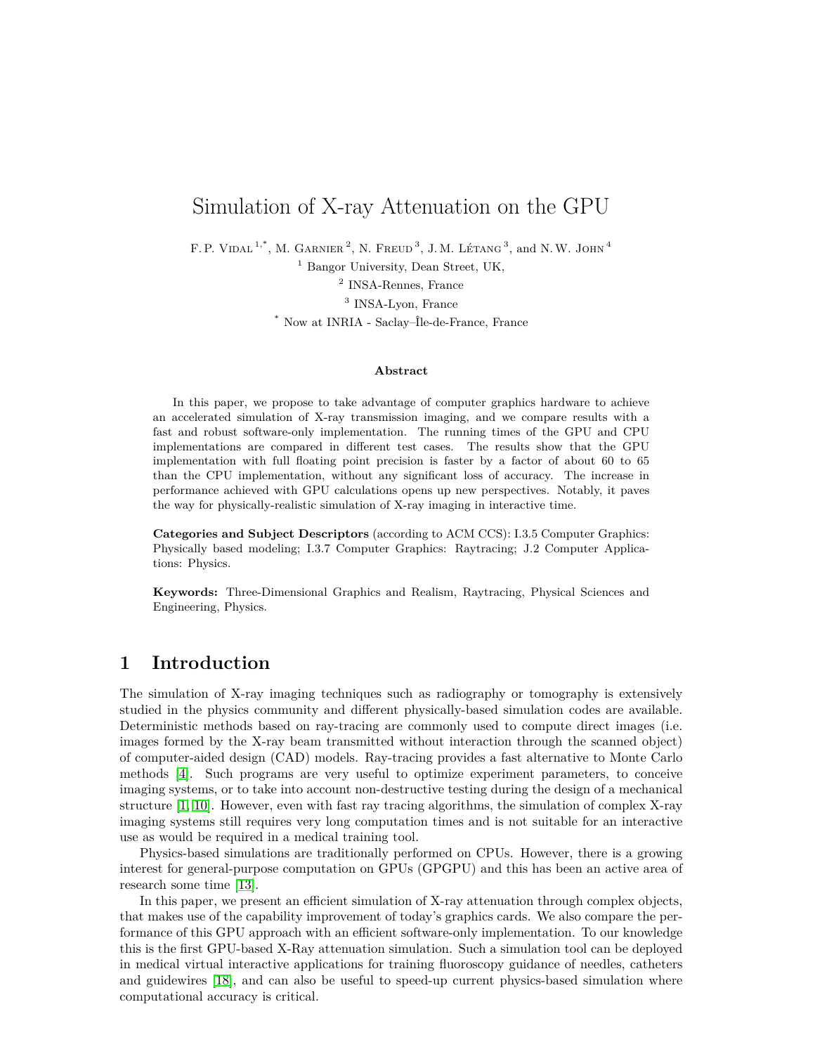# Simulation of X-ray Attenuation on the GPU

F. P. Vidal [1,*], M. Garnier [2], N. Freud [3], J. M. Létang [3], and N. W. John [4]

[1] Bangor University, Dean Street, UK,

[2] INSA-Rennes, France

[3] INSA-Lyon, France

[*] Now at INRIA - Saclay–Île-de-France, France

### Abstract

In this paper, we propose to take advantage of computer graphics hardware to achieve an accelerated simulation of X-ray transmission imaging, and we compare results with a fast and robust software-only implementation. The running times of the GPU and CPU implementations are compared in different test cases. The results show that the GPU implementation with full floating point precision is faster by a factor of about 60 to 65 than the CPU implementation, without any significant loss of accuracy. The increase in performance achieved with GPU calculations opens up new perspectives. Notably, it paves the way for physically-realistic simulation of X-ray imaging in interactive time.

**Categories and Subject Descriptors** (according to ACM CCS): I.3.5 Computer Graphics: Physically based modeling; I.3.7 Computer Graphics: Raytracing; J.2 Computer Applications: Physics.

**Keywords:** Three-Dimensional Graphics and Realism, Raytracing, Physical Sciences and Engineering, Physics.

## 1 Introduction

The simulation of X-ray imaging techniques such as radiography or tomography is extensively studied in the physics community and different physically-based simulation codes are available. Deterministic methods based on ray-tracing are commonly used to compute direct images (i.e. images formed by the X-ray beam transmitted without interaction through the scanned object) of computer-aided design (CAD) models. Ray-tracing provides a fast alternative to Monte Carlo methods [4]. Such programs are very useful to optimize experiment parameters, to conceive imaging systems, or to take into account non-destructive testing during the design of a mechanical structure [1, 10]. However, even with fast ray tracing algorithms, the simulation of complex X-ray imaging systems still requires very long computation times and is not suitable for an interactive use as would be required in a medical training tool.

Physics-based simulations are traditionally performed on CPUs. However, there is a growing interest for general-purpose computation on GPUs (GPGPU) and this has been an active area of research some time [13].

In this paper, we present an efficient simulation of X-ray attenuation through complex objects, that makes use of the capability improvement of today's graphics cards. We also compare the performance of this GPU approach with an efficient software-only implementation. To our knowledge this is the first GPU-based X-Ray attenuation simulation. Such a simulation tool can be deployed in medical virtual interactive applications for training fluoroscopy guidance of needles, catheters and guidewires [18], and can also be useful to speed-up current physics-based simulation where computational accuracy is critical.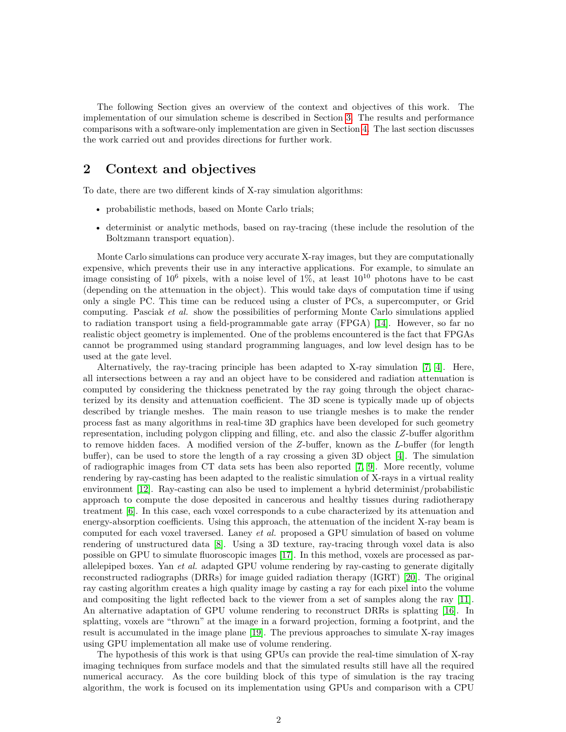The following Section gives an overview of the context and objectives of this work. The implementation of our simulation scheme is described in Section 3. The results and performance comparisons with a software-only implementation are given in Section 4. The last section discusses the work carried out and provides directions for further work.

## 2 Context and objectives

To date, there are two different kinds of X-ray simulation algorithms:

- probabilistic methods, based on Monte Carlo trials;
- determinist or analytic methods, based on ray-tracing (these include the resolution of the Boltzmann transport equation).

Monte Carlo simulations can produce very accurate X-ray images, but they are computationally expensive, which prevents their use in any interactive applications. For example, to simulate an image consisting of $10^6$ pixels, with a noise level of 1%, at least $10^{10}$ photons have to be cast (depending on the attenuation in the object). This would take days of computation time if using only a single PC. This time can be reduced using a cluster of PCs, a supercomputer, or Grid computing. Pasciak *et al.* show the possibilities of performing Monte Carlo simulations applied to radiation transport using a field-programmable gate array (FPGA) [14]. However, so far no realistic object geometry is implemented. One of the problems encountered is the fact that FPGAs cannot be programmed using standard programming languages, and low level design has to be used at the gate level.

Alternatively, the ray-tracing principle has been adapted to X-ray simulation [7, 4]. Here, all intersections between a ray and an object have to be considered and radiation attenuation is computed by considering the thickness penetrated by the ray going through the object characterized by its density and attenuation coefficient. The 3D scene is typically made up of objects described by triangle meshes. The main reason to use triangle meshes is to make the render process fast as many algorithms in real-time 3D graphics have been developed for such geometry representation, including polygon clipping and filling, etc. and also the classic $Z$-buffer algorithm to remove hidden faces. A modified version of the $Z$-buffer, known as the $L$-buffer (for length buffer), can be used to store the length of a ray crossing a given 3D object [4]. The simulation of radiographic images from CT data sets has been also reported [7, 9]. More recently, volume rendering by ray-casting has been adapted to the realistic simulation of X-rays in a virtual reality environment [12]. Ray-casting can also be used to implement a hybrid determinist/probabilistic approach to compute the dose deposited in cancerous and healthy tissues during radiotherapy treatment [6]. In this case, each voxel corresponds to a cube characterized by its attenuation and energy-absorption coefficients. Using this approach, the attenuation of the incident X-ray beam is computed for each voxel traversed. Laney *et al.* proposed a GPU simulation of based on volume rendering of unstructured data [8]. Using a 3D texture, ray-tracing through voxel data is also possible on GPU to simulate fluoroscopic images [17]. In this method, voxels are processed as parallelepiped boxes. Yan *et al.* adapted GPU volume rendering by ray-casting to generate digitally reconstructed radiographs (DRRs) for image guided radiation therapy (IGRT) [20]. The original ray casting algorithm creates a high quality image by casting a ray for each pixel into the volume and compositing the light reflected back to the viewer from a set of samples along the ray [11]. An alternative adaptation of GPU volume rendering to reconstruct DRRs is splatting [16]. In splatting, voxels are "thrown" at the image in a forward projection, forming a footprint, and the result is accumulated in the image plane [19]. The previous approaches to simulate X-ray images using GPU implementation all make use of volume rendering.

The hypothesis of this work is that using GPUs can provide the real-time simulation of X-ray imaging techniques from surface models and that the simulated results still have all the required numerical accuracy. As the core building block of this type of simulation is the ray tracing algorithm, the work is focused on its implementation using GPUs and comparison with a CPU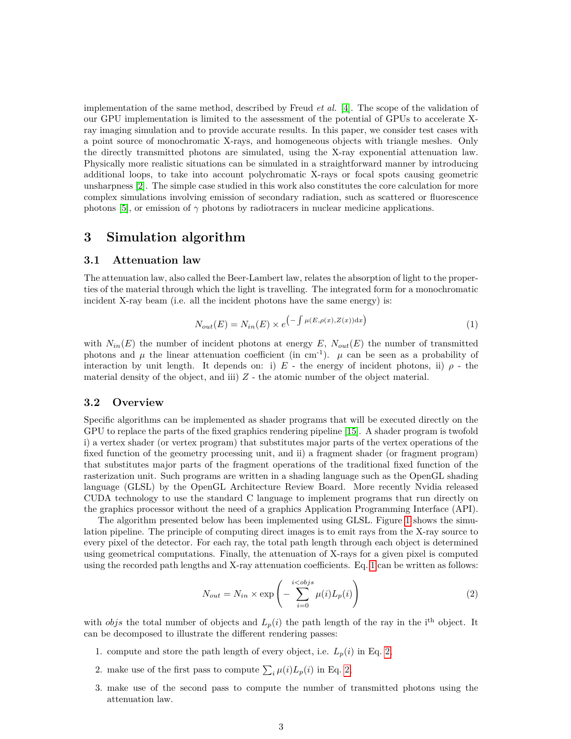implementation of the same method, described by Freud *et al.* [4]. The scope of the validation of our GPU implementation is limited to the assessment of the potential of GPUs to accelerate X-ray imaging simulation and to provide accurate results. In this paper, we consider test cases with a point source of monochromatic X-rays, and homogeneous objects with triangle meshes. Only the directly transmitted photons are simulated, using the X-ray exponential attenuation law. Physically more realistic situations can be simulated in a straightforward manner by introducing additional loops, to take into account polychromatic X-rays or focal spots causing geometric unsharpness [2]. The simple case studied in this work also constitutes the core calculation for more complex simulations involving emission of secondary radiation, such as scattered or fluorescence photons [5], or emission of $\gamma$ photons by radiotracers in nuclear medicine applications.

# 3 Simulation algorithm

## 3.1 Attenuation law

The attenuation law, also called the Beer-Lambert law, relates the absorption of light to the properties of the material through which the light is travelling. The integrated form for a monochromatic incident X-ray beam (i.e. all the incident photons have the same energy) is:

$$N_{out}(E) = N_{in}(E) \times e^{\left(-\int \mu(E,\rho(x),Z(x))\mathrm{d}x\right)} \tag{1}$$

with $N_{in}(E)$ the number of incident photons at energy $E$, $N_{out}(E)$ the number of transmitted photons and $\mu$ the linear attenuation coefficient (in cm$^{-1}$). $\mu$ can be seen as a probability of interaction by unit length. It depends on: i) $E$ - the energy of incident photons, ii) $\rho$ - the material density of the object, and iii) $Z$ - the atomic number of the object material.

## 3.2 Overview

Specific algorithms can be implemented as shader programs that will be executed directly on the GPU to replace the parts of the fixed graphics rendering pipeline [15]. A shader program is twofold i) a vertex shader (or vertex program) that substitutes major parts of the vertex operations of the fixed function of the geometry processing unit, and ii) a fragment shader (or fragment program) that substitutes major parts of the fragment operations of the traditional fixed function of the rasterization unit. Such programs are written in a shading language such as the OpenGL shading language (GLSL) by the OpenGL Architecture Review Board. More recently Nvidia released CUDA technology to use the standard C language to implement programs that run directly on the graphics processor without the need of a graphics Application Programming Interface (API).

The algorithm presented below has been implemented using GLSL. Figure 1 shows the simulation pipeline. The principle of computing direct images is to emit rays from the X-ray source to every pixel of the detector. For each ray, the total path length through each object is determined using geometrical computations. Finally, the attenuation of X-rays for a given pixel is computed using the recorded path lengths and X-ray attenuation coefficients. Eq. 1 can be written as follows:

$$N_{out} = N_{in} \times \exp\left(-\sum_{i=0}^{i<objs} \mu(i)L_p(i)\right) \tag{2}$$

with $objs$ the total number of objects and $L_p(i)$ the path length of the ray in the i$^{\text{th}}$ object. It can be decomposed to illustrate the different rendering passes:

1. compute and store the path length of every object, i.e. $L_p(i)$ in Eq. 2,
2. make use of the first pass to compute $\sum_i \mu(i)L_p(i)$ in Eq. 2,
3. make use of the second pass to compute the number of transmitted photons using the attenuation law.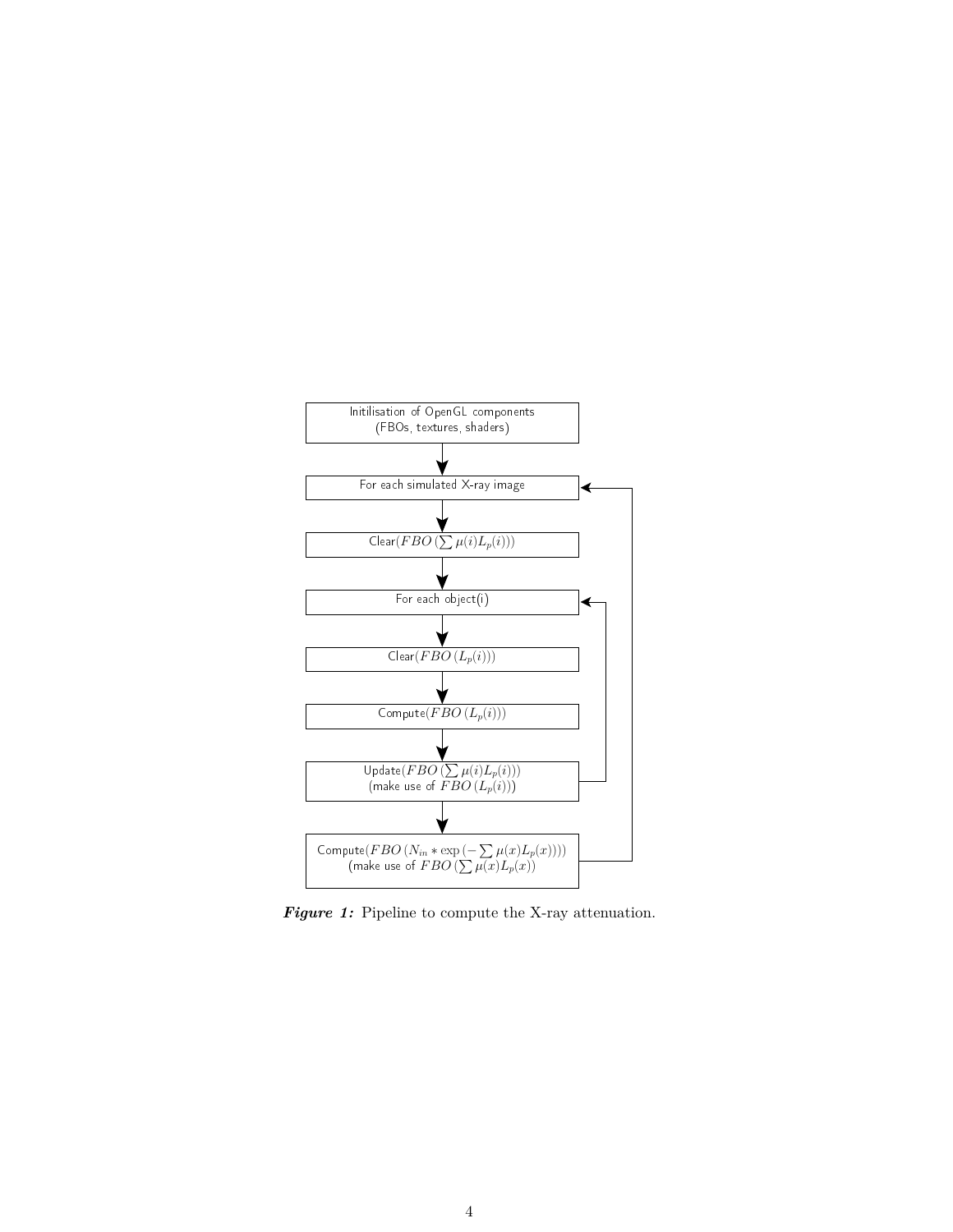Initilisation of OpenGL components
(FBOs, textures, shaders)

For each simulated X-ray image

Clear($FBO\left(\sum \mu(i)L_p(i)\right)$)

For each object(i)

Clear($FBO\left(L_p(i)\right)$)

Compute($FBO\left(L_p(i)\right)$)

Update($FBO\left(\sum \mu(i)L_p(i)\right)$)
(make use of $FBO\left(L_p(i)\right)$)

Compute($FBO\left(N_{in} * \exp\left(-\sum \mu(x)L_p(x)\right)\right)$)
(make use of $FBO\left(\sum \mu(x)L_p(x)\right)$)

***Figure 1:*** Pipeline to compute the X-ray attenuation.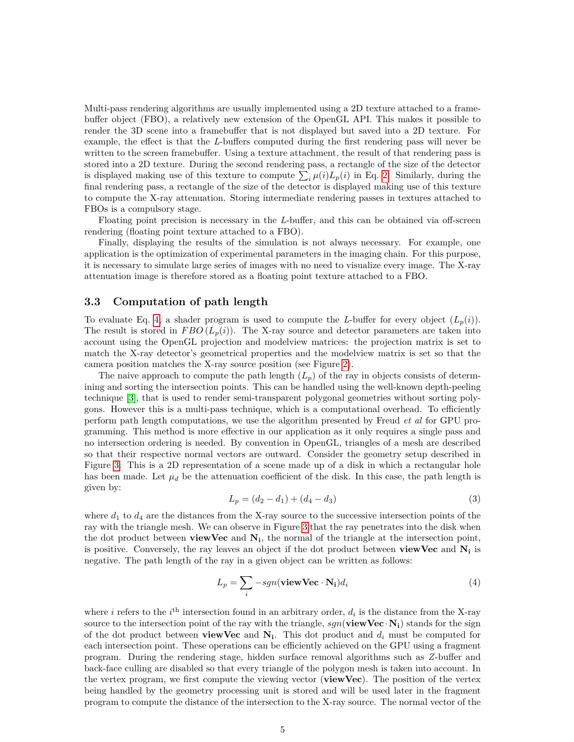Multi-pass rendering algorithms are usually implemented using a 2D texture attached to a framebuffer object (FBO), a relatively new extension of the OpenGL API. This makes it possible to render the 3D scene into a framebuffer that is not displayed but saved into a 2D texture. For example, the effect is that the *L*-buffers computed during the first rendering pass will never be written to the screen framebuffer. Using a texture attachment, the result of that rendering pass is stored into a 2D texture. During the second rendering pass, a rectangle of the size of the detector is displayed making use of this texture to compute $\sum_i \mu(i) L_p(i)$ in Eq. 2. Similarly, during the final rendering pass, a rectangle of the size of the detector is displayed making use of this texture to compute the X-ray attenuation. Storing intermediate rendering passes in textures attached to FBOs is a compulsory stage.

Floating point precision is necessary in the *L*-buffer, and this can be obtained via off-screen rendering (floating point texture attached to a FBO).

Finally, displaying the results of the simulation is not always necessary. For example, one application is the optimization of experimental parameters in the imaging chain. For this purpose, it is necessary to simulate large series of images with no need to visualize every image. The X-ray attenuation image is therefore stored as a floating point texture attached to a FBO.

### 3.3 Computation of path length

To evaluate Eq. 4, a shader program is used to compute the *L*-buffer for every object ($L_p(i)$). The result is stored in $FBO\,(L_p(i))$. The X-ray source and detector parameters are taken into account using the OpenGL projection and modelview matrices: the projection matrix is set to match the X-ray detector's geometrical properties and the modelview matrix is set so that the camera position matches the X-ray source position (see Figure 2).

The naive approach to compute the path length ($L_p$) of the ray in objects consists of determining and sorting the intersection points. This can be handled using the well-known depth-peeling technique [3], that is used to render semi-transparent polygonal geometries without sorting polygons. However this is a multi-pass technique, which is a computational overhead. To efficiently perform path length computations, we use the algorithm presented by Freud *et al* for GPU programming. This method is more effective in our application as it only requires a single pass and no intersection ordering is needed. By convention in OpenGL, triangles of a mesh are described so that their respective normal vectors are outward. Consider the geometry setup described in Figure 3. This is a 2D representation of a scene made up of a disk in which a rectangular hole has been made. Let $\mu_d$ be the attenuation coefficient of the disk. In this case, the path length is given by:

$$L_p = (d_2 - d_1) + (d_4 - d_3) \tag{3}$$

where $d_1$ to $d_4$ are the distances from the X-ray source to the successive intersection points of the ray with the triangle mesh. We can observe in Figure 3 that the ray penetrates into the disk when the dot product between **viewVec** and $\mathbf{N_i}$, the normal of the triangle at the intersection point, is positive. Conversely, the ray leaves an object if the dot product between **viewVec** and $\mathbf{N_i}$ is negative. The path length of the ray in a given object can be written as follows:

$$L_p = \sum_i -sgn(\mathbf{viewVec} \cdot \mathbf{N_i}) d_i \tag{4}$$

where $i$ refers to the $i^{\text{th}}$ intersection found in an arbitrary order, $d_i$ is the distance from the X-ray source to the intersection point of the ray with the triangle, $sgn(\mathbf{viewVec} \cdot \mathbf{N_i})$ stands for the sign of the dot product between **viewVec** and $\mathbf{N_i}$. This dot product and $d_i$ must be computed for each intersection point. These operations can be efficiently achieved on the GPU using a fragment program. During the rendering stage, hidden surface removal algorithms such as *Z*-buffer and back-face culling are disabled so that every triangle of the polygon mesh is taken into account. In the vertex program, we first compute the viewing vector (**viewVec**). The position of the vertex being handled by the geometry processing unit is stored and will be used later in the fragment program to compute the distance of the intersection to the X-ray source. The normal vector of the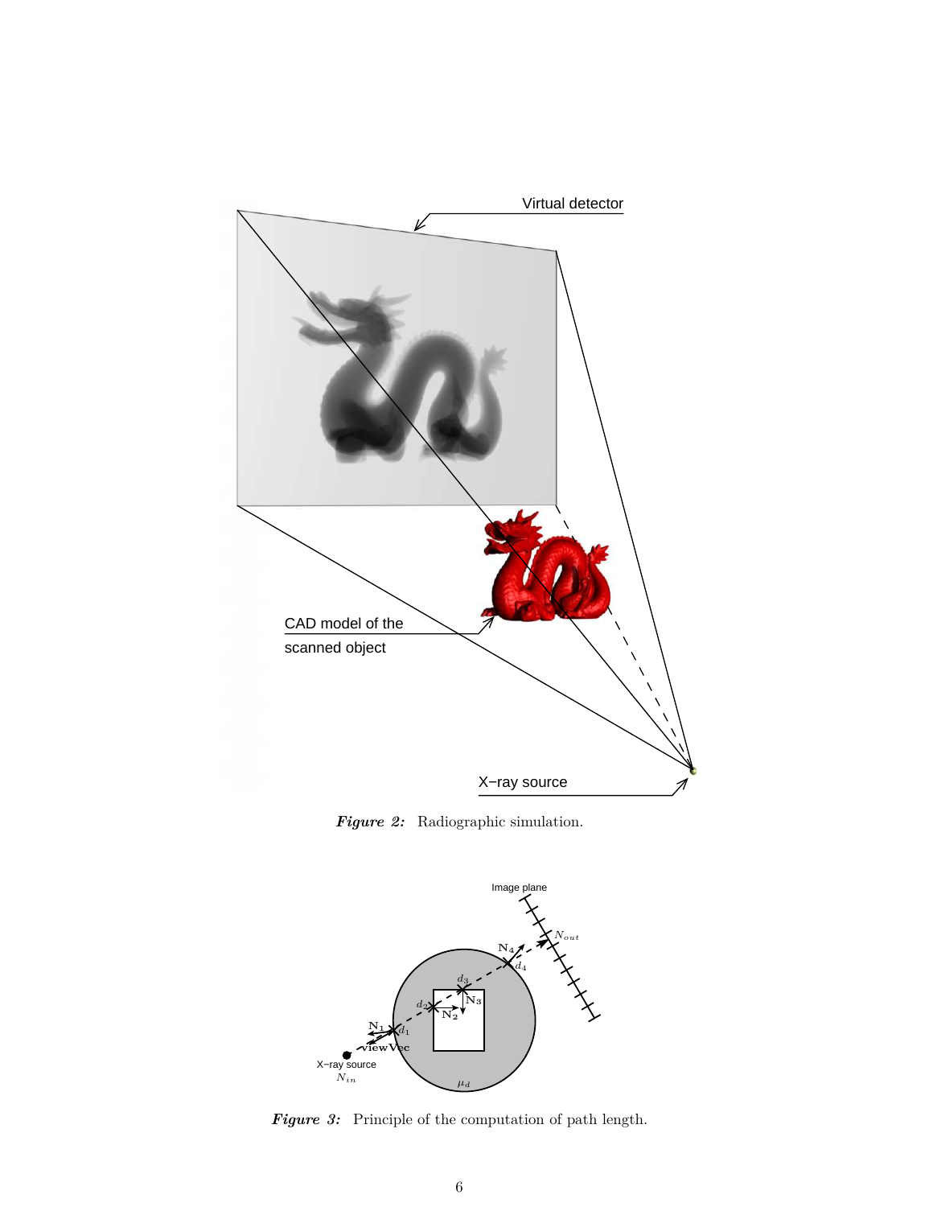*Figure 2:* Radiographic simulation.

*Figure 3:* Principle of the computation of path length.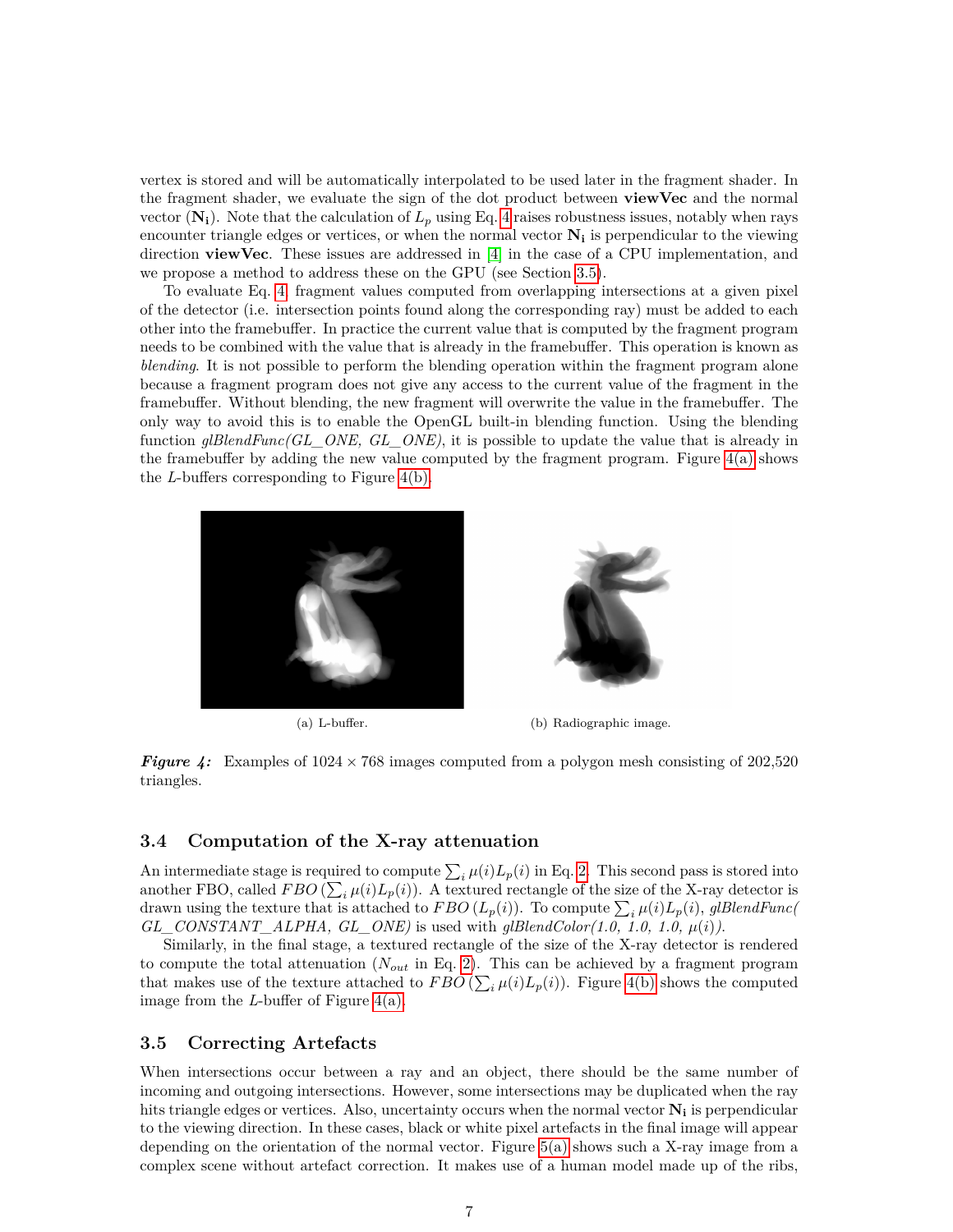vertex is stored and will be automatically interpolated to be used later in the fragment shader. In the fragment shader, we evaluate the sign of the dot product between **viewVec** and the normal vector ($\mathbf{N_i}$). Note that the calculation of $L_p$ using Eq. 4 raises robustness issues, notably when rays encounter triangle edges or vertices, or when the normal vector $\mathbf{N_i}$ is perpendicular to the viewing direction **viewVec**. These issues are addressed in [4] in the case of a CPU implementation, and we propose a method to address these on the GPU (see Section 3.5).

To evaluate Eq. 4, fragment values computed from overlapping intersections at a given pixel of the detector (i.e. intersection points found along the corresponding ray) must be added to each other into the framebuffer. In practice the current value that is computed by the fragment program needs to be combined with the value that is already in the framebuffer. This operation is known as *blending*. It is not possible to perform the blending operation within the fragment program alone because a fragment program does not give any access to the current value of the fragment in the framebuffer. Without blending, the new fragment will overwrite the value in the framebuffer. The only way to avoid this is to enable the OpenGL built-in blending function. Using the blending function *glBlendFunc(GL_ONE, GL_ONE)*, it is possible to update the value that is already in the framebuffer by adding the new value computed by the fragment program. Figure 4(a) shows the $L$-buffers corresponding to Figure 4(b).

(a) L-buffer.

(b) Radiographic image.

***Figure 4:*** Examples of $1024 \times 768$ images computed from a polygon mesh consisting of 202,520 triangles.

### 3.4 Computation of the X-ray attenuation

An intermediate stage is required to compute $\sum_i \mu(i) L_p(i)$ in Eq. 2. This second pass is stored into another FBO, called $FBO\,(\sum_i \mu(i) L_p(i))$. A textured rectangle of the size of the X-ray detector is drawn using the texture that is attached to $FBO\,(L_p(i))$. To compute $\sum_i \mu(i) L_p(i)$, *glBlendFunc( GL_CONSTANT_ALPHA, GL_ONE)* is used with *glBlendColor(1.0, 1.0, 1.0,* $\mu(i)$*)*.

Similarly, in the final stage, a textured rectangle of the size of the X-ray detector is rendered to compute the total attenuation ($N_{out}$ in Eq. 2). This can be achieved by a fragment program that makes use of the texture attached to $FBO\,(\sum_i \mu(i) L_p(i))$. Figure 4(b) shows the computed image from the $L$-buffer of Figure 4(a).

### 3.5 Correcting Artefacts

When intersections occur between a ray and an object, there should be the same number of incoming and outgoing intersections. However, some intersections may be duplicated when the ray hits triangle edges or vertices. Also, uncertainty occurs when the normal vector $\mathbf{N_i}$ is perpendicular to the viewing direction. In these cases, black or white pixel artefacts in the final image will appear depending on the orientation of the normal vector. Figure 5(a) shows such a X-ray image from a complex scene without artefact correction. It makes use of a human model made up of the ribs,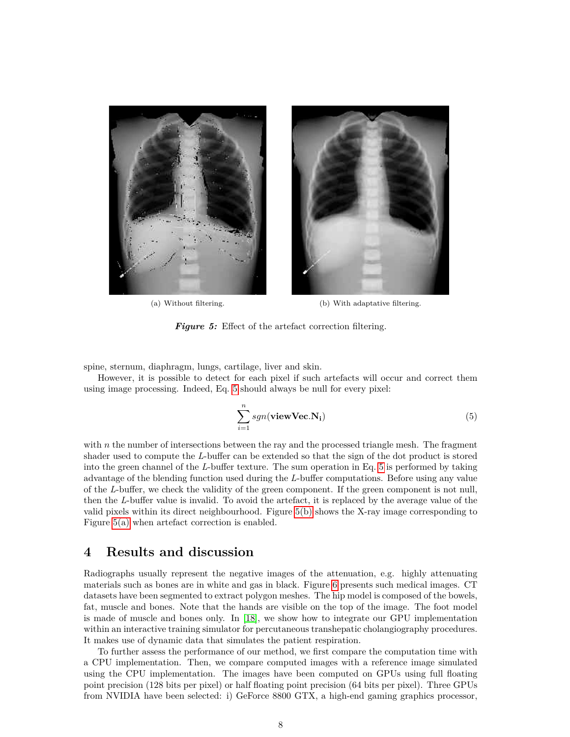(a) Without filtering.

(b) With adaptative filtering.

***Figure 5:*** Effect of the artefact correction filtering.

spine, sternum, diaphragm, lungs, cartilage, liver and skin.

However, it is possible to detect for each pixel if such artefacts will occur and correct them using image processing. Indeed, Eq. 5 should always be null for every pixel:

$$\sum_{i=1}^{n} sgn(\mathbf{viewVec}.\mathbf{N_i}) \tag{5}$$

with $n$ the number of intersections between the ray and the processed triangle mesh. The fragment shader used to compute the $L$-buffer can be extended so that the sign of the dot product is stored into the green channel of the $L$-buffer texture. The sum operation in Eq. 5 is performed by taking advantage of the blending function used during the $L$-buffer computations. Before using any value of the $L$-buffer, we check the validity of the green component. If the green component is not null, then the $L$-buffer value is invalid. To avoid the artefact, it is replaced by the average value of the valid pixels within its direct neighbourhood. Figure 5(b) shows the X-ray image corresponding to Figure 5(a) when artefact correction is enabled.

# 4 Results and discussion

Radiographs usually represent the negative images of the attenuation, e.g. highly attenuating materials such as bones are in white and gas in black. Figure 6 presents such medical images. CT datasets have been segmented to extract polygon meshes. The hip model is composed of the bowels, fat, muscle and bones. Note that the hands are visible on the top of the image. The foot model is made of muscle and bones only. In [18], we show how to integrate our GPU implementation within an interactive training simulator for percutaneous transhepatic cholangiography procedures. It makes use of dynamic data that simulates the patient respiration.

To further assess the performance of our method, we first compare the computation time with a CPU implementation. Then, we compare computed images with a reference image simulated using the CPU implementation. The images have been computed on GPUs using full floating point precision (128 bits per pixel) or half floating point precision (64 bits per pixel). Three GPUs from NVIDIA have been selected: i) GeForce 8800 GTX, a high-end gaming graphics processor,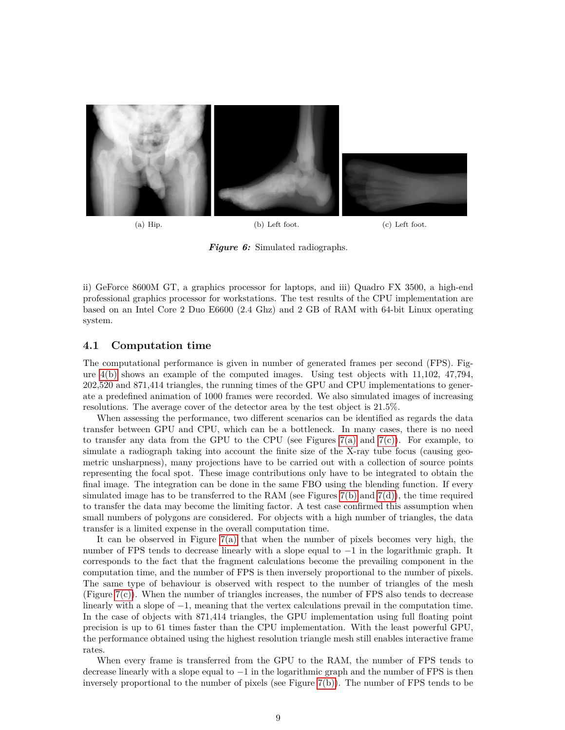(a) Hip.

(b) Left foot.

(c) Left foot.

***Figure 6:*** Simulated radiographs.

ii) GeForce 8600M GT, a graphics processor for laptops, and iii) Quadro FX 3500, a high-end professional graphics processor for workstations. The test results of the CPU implementation are based on an Intel Core 2 Duo E6600 (2.4 Ghz) and 2 GB of RAM with 64-bit Linux operating system.

### 4.1 Computation time

The computational performance is given in number of generated frames per second (FPS). Figure 4(b) shows an example of the computed images. Using test objects with 11,102, 47,794, 202,520 and 871,414 triangles, the running times of the GPU and CPU implementations to generate a predefined animation of 1000 frames were recorded. We also simulated images of increasing resolutions. The average cover of the detector area by the test object is 21.5%.

When assessing the performance, two different scenarios can be identified as regards the data transfer between GPU and CPU, which can be a bottleneck. In many cases, there is no need to transfer any data from the GPU to the CPU (see Figures 7(a) and 7(c)). For example, to simulate a radiograph taking into account the finite size of the X-ray tube focus (causing geometric unsharpness), many projections have to be carried out with a collection of source points representing the focal spot. These image contributions only have to be integrated to obtain the final image. The integration can be done in the same FBO using the blending function. If every simulated image has to be transferred to the RAM (see Figures 7(b) and 7(d)), the time required to transfer the data may become the limiting factor. A test case confirmed this assumption when small numbers of polygons are considered. For objects with a high number of triangles, the data transfer is a limited expense in the overall computation time.

It can be observed in Figure 7(a) that when the number of pixels becomes very high, the number of FPS tends to decrease linearly with a slope equal to $-1$ in the logarithmic graph. It corresponds to the fact that the fragment calculations become the prevailing component in the computation time, and the number of FPS is then inversely proportional to the number of pixels. The same type of behaviour is observed with respect to the number of triangles of the mesh (Figure 7(c)). When the number of triangles increases, the number of FPS also tends to decrease linearly with a slope of $-1$, meaning that the vertex calculations prevail in the computation time. In the case of objects with 871,414 triangles, the GPU implementation using full floating point precision is up to 61 times faster than the CPU implementation. With the least powerful GPU, the performance obtained using the highest resolution triangle mesh still enables interactive frame rates.

When every frame is transferred from the GPU to the RAM, the number of FPS tends to decrease linearly with a slope equal to $-1$ in the logarithmic graph and the number of FPS is then inversely proportional to the number of pixels (see Figure 7(b)). The number of FPS tends to be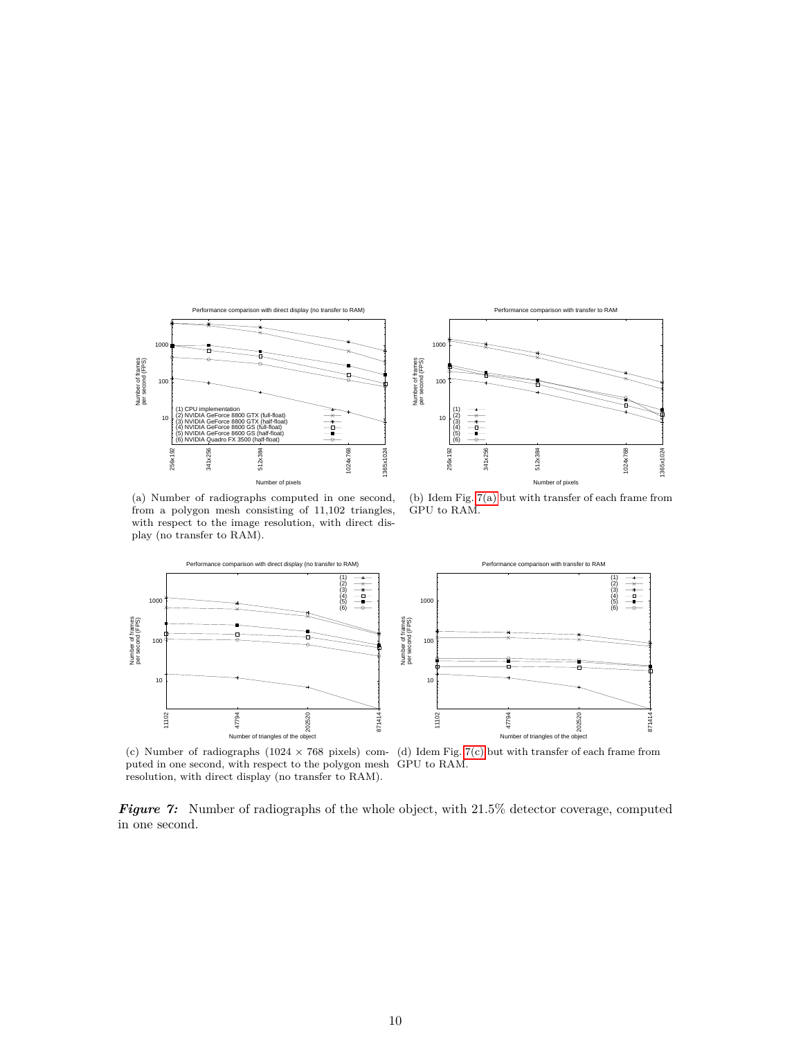(a) Number of radiographs computed in one second, from a polygon mesh consisting of 11,102 triangles, with respect to the image resolution, with direct display (no transfer to RAM).

(b) Idem Fig. 7(a) but with transfer of each frame from GPU to RAM.

(c) Number of radiographs ($1024 \times 768$ pixels) computed in one second, with respect to the polygon mesh resolution, with direct display (no transfer to RAM).

(d) Idem Fig. 7(c) but with transfer of each frame from GPU to RAM.

***Figure 7:*** Number of radiographs of the whole object, with 21.5% detector coverage, computed in one second.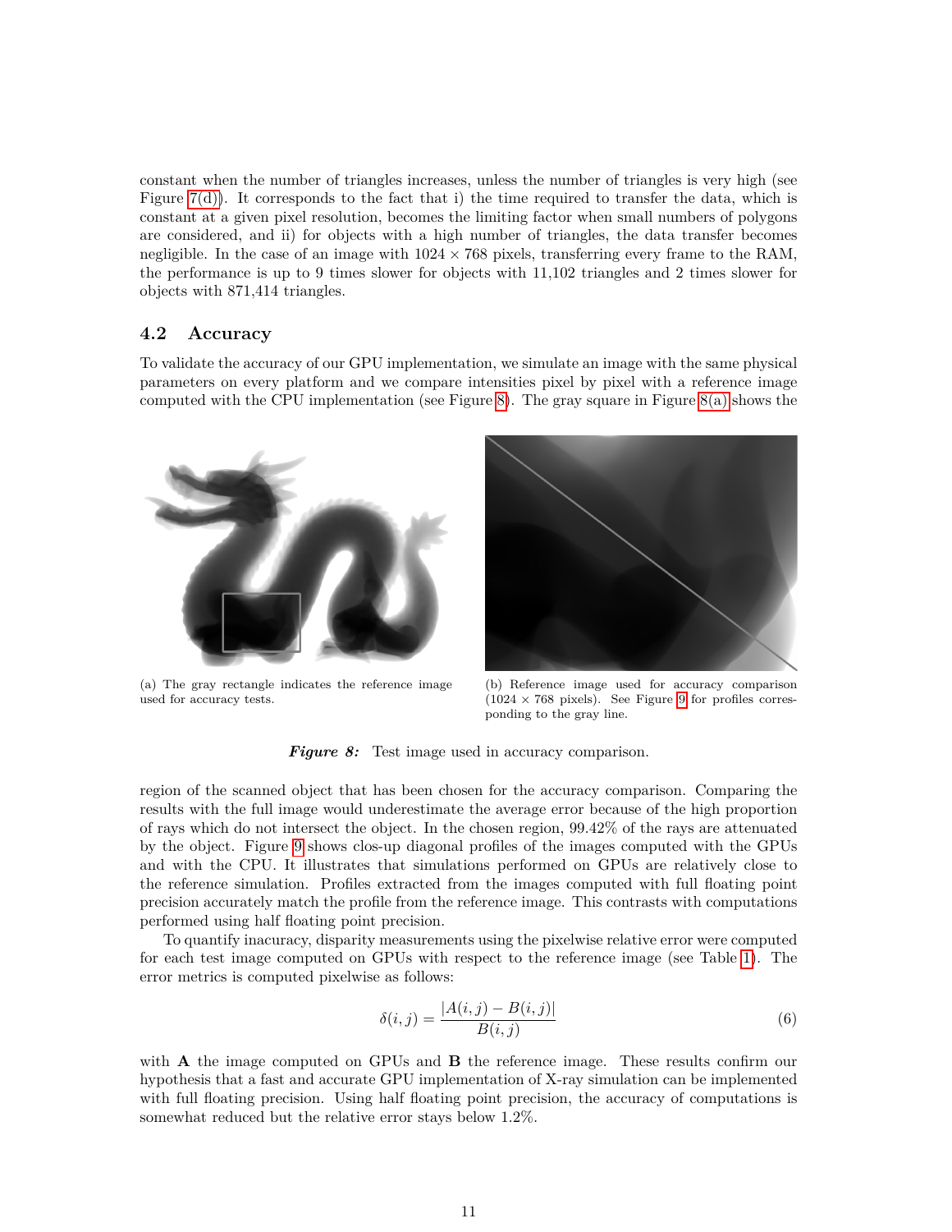constant when the number of triangles increases, unless the number of triangles is very high (see Figure 7(d)). It corresponds to the fact that i) the time required to transfer the data, which is constant at a given pixel resolution, becomes the limiting factor when small numbers of polygons are considered, and ii) for objects with a high number of triangles, the data transfer becomes negligible. In the case of an image with $1024 \times 768$ pixels, transferring every frame to the RAM, the performance is up to 9 times slower for objects with 11,102 triangles and 2 times slower for objects with 871,414 triangles.

### 4.2 Accuracy

To validate the accuracy of our GPU implementation, we simulate an image with the same physical parameters on every platform and we compare intensities pixel by pixel with a reference image computed with the CPU implementation (see Figure 8). The gray square in Figure 8(a) shows the

(a) The gray rectangle indicates the reference image used for accuracy tests.

(b) Reference image used for accuracy comparison ($1024 \times 768$ pixels). See Figure 9 for profiles corresponding to the gray line.

***Figure 8:*** Test image used in accuracy comparison.

region of the scanned object that has been chosen for the accuracy comparison. Comparing the results with the full image would underestimate the average error because of the high proportion of rays which do not intersect the object. In the chosen region, 99.42% of the rays are attenuated by the object. Figure 9 shows clos-up diagonal profiles of the images computed with the GPUs and with the CPU. It illustrates that simulations performed on GPUs are relatively close to the reference simulation. Profiles extracted from the images computed with full floating point precision accurately match the profile from the reference image. This contrasts with computations performed using half floating point precision.

To quantify inacuracy, disparity measurements using the pixelwise relative error were computed for each test image computed on GPUs with respect to the reference image (see Table 1). The error metrics is computed pixelwise as follows:

$$\delta(i,j) = \frac{|A(i,j) - B(i,j)|}{B(i,j)} \tag{6}$$

with **A** the image computed on GPUs and **B** the reference image. These results confirm our hypothesis that a fast and accurate GPU implementation of X-ray simulation can be implemented with full floating precision. Using half floating point precision, the accuracy of computations is somewhat reduced but the relative error stays below 1.2%.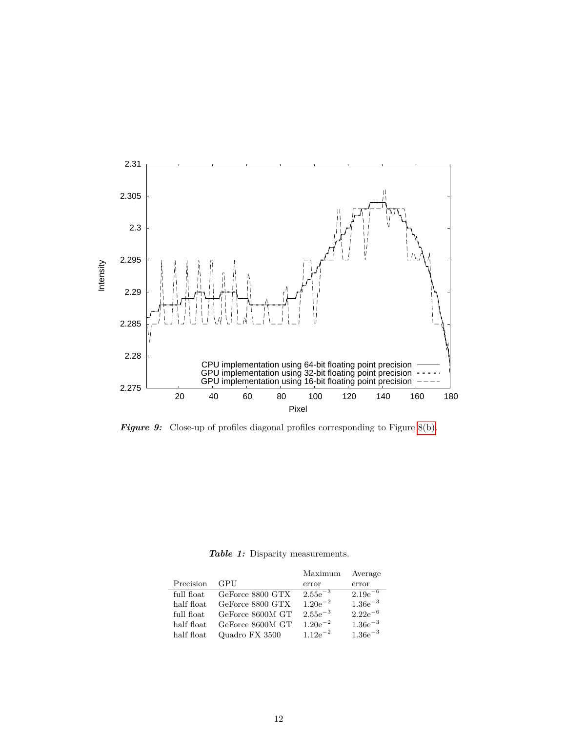*Figure 9:* Close-up of profiles diagonal profiles corresponding to Figure 8(b).

*Table 1:* Disparity measurements.

| Precision | GPU | Maximum error | Average error |
|---|---|---|---|
| full float | GeForce 8800 GTX | $2.55e^{-3}$ | $2.19e^{-6}$ |
| half float | GeForce 8800 GTX | $1.20e^{-2}$ | $1.36e^{-3}$ |
| full float | GeForce 8600M GT | $2.55e^{-3}$ | $2.22e^{-6}$ |
| half float | GeForce 8600M GT | $1.20e^{-2}$ | $1.36e^{-3}$ |
| half float | Quadro FX 3500 | $1.12e^{-2}$ | $1.36e^{-3}$ |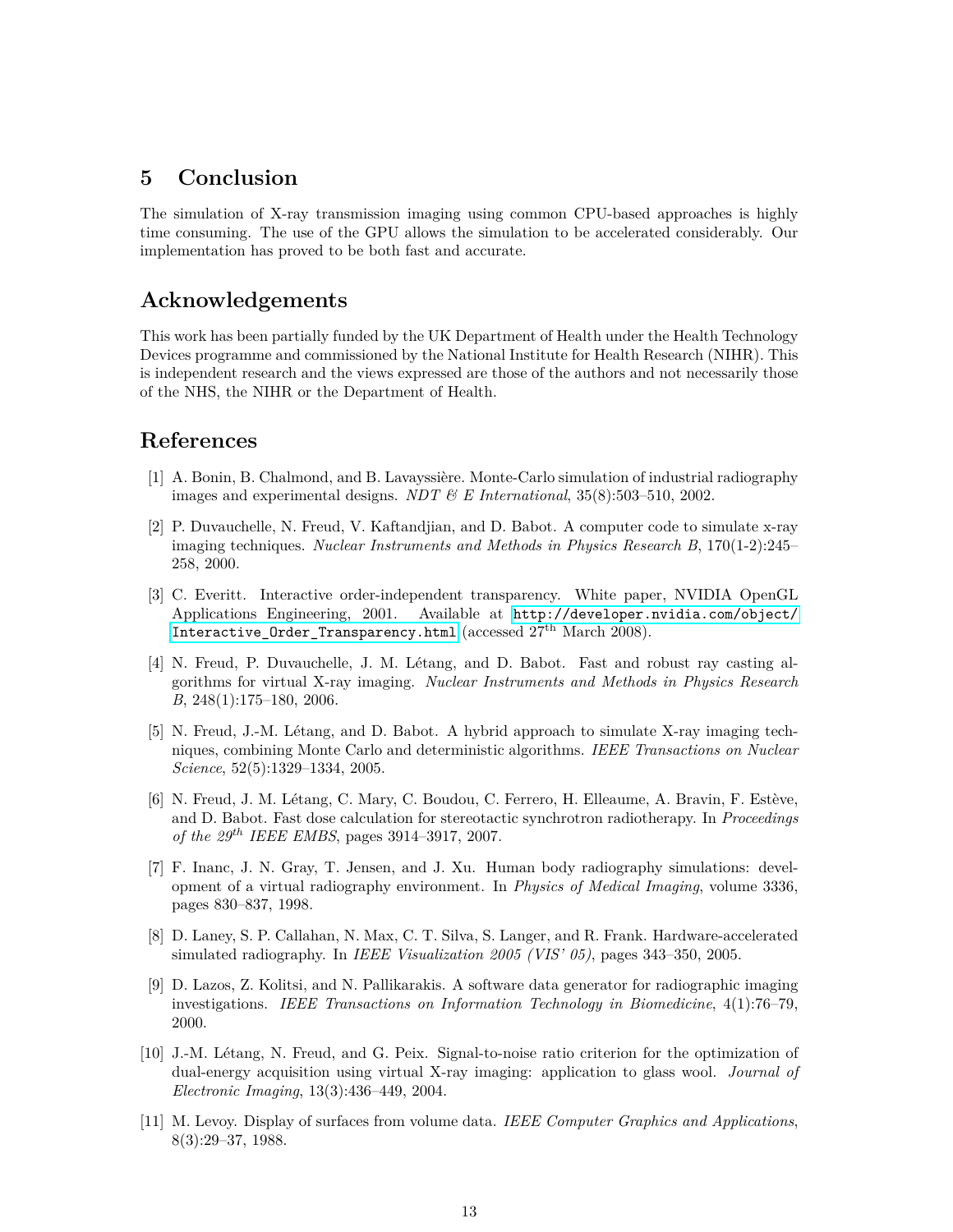## 5 Conclusion

The simulation of X-ray transmission imaging using common CPU-based approaches is highly time consuming. The use of the GPU allows the simulation to be accelerated considerably. Our implementation has proved to be both fast and accurate.

## Acknowledgements

This work has been partially funded by the UK Department of Health under the Health Technology Devices programme and commissioned by the National Institute for Health Research (NIHR). This is independent research and the views expressed are those of the authors and not necessarily those of the NHS, the NIHR or the Department of Health.

## References

[1] A. Bonin, B. Chalmond, and B. Lavayssière. Monte-Carlo simulation of industrial radiography images and experimental designs. *NDT & E International*, 35(8):503–510, 2002.

[2] P. Duvauchelle, N. Freud, V. Kaftandjian, and D. Babot. A computer code to simulate x-ray imaging techniques. *Nuclear Instruments and Methods in Physics Research B*, 170(1-2):245–258, 2000.

[3] C. Everitt. Interactive order-independent transparency. White paper, NVIDIA OpenGL Applications Engineering, 2001. Available at `http://developer.nvidia.com/object/Interactive_Order_Transparency.html` (accessed 27th March 2008).

[4] N. Freud, P. Duvauchelle, J. M. Létang, and D. Babot. Fast and robust ray casting algorithms for virtual X-ray imaging. *Nuclear Instruments and Methods in Physics Research B*, 248(1):175–180, 2006.

[5] N. Freud, J.-M. Létang, and D. Babot. A hybrid approach to simulate X-ray imaging techniques, combining Monte Carlo and deterministic algorithms. *IEEE Transactions on Nuclear Science*, 52(5):1329–1334, 2005.

[6] N. Freud, J. M. Létang, C. Mary, C. Boudou, C. Ferrero, H. Elleaume, A. Bravin, F. Estève, and D. Babot. Fast dose calculation for stereotactic synchrotron radiotherapy. In *Proceedings of the 29th IEEE EMBS*, pages 3914–3917, 2007.

[7] F. Inanc, J. N. Gray, T. Jensen, and J. Xu. Human body radiography simulations: development of a virtual radiography environment. In *Physics of Medical Imaging*, volume 3336, pages 830–837, 1998.

[8] D. Laney, S. P. Callahan, N. Max, C. T. Silva, S. Langer, and R. Frank. Hardware-accelerated simulated radiography. In *IEEE Visualization 2005 (VIS' 05)*, pages 343–350, 2005.

[9] D. Lazos, Z. Kolitsi, and N. Pallikarakis. A software data generator for radiographic imaging investigations. *IEEE Transactions on Information Technology in Biomedicine*, 4(1):76–79, 2000.

[10] J.-M. Létang, N. Freud, and G. Peix. Signal-to-noise ratio criterion for the optimization of dual-energy acquisition using virtual X-ray imaging: application to glass wool. *Journal of Electronic Imaging*, 13(3):436–449, 2004.

[11] M. Levoy. Display of surfaces from volume data. *IEEE Computer Graphics and Applications*, 8(3):29–37, 1988.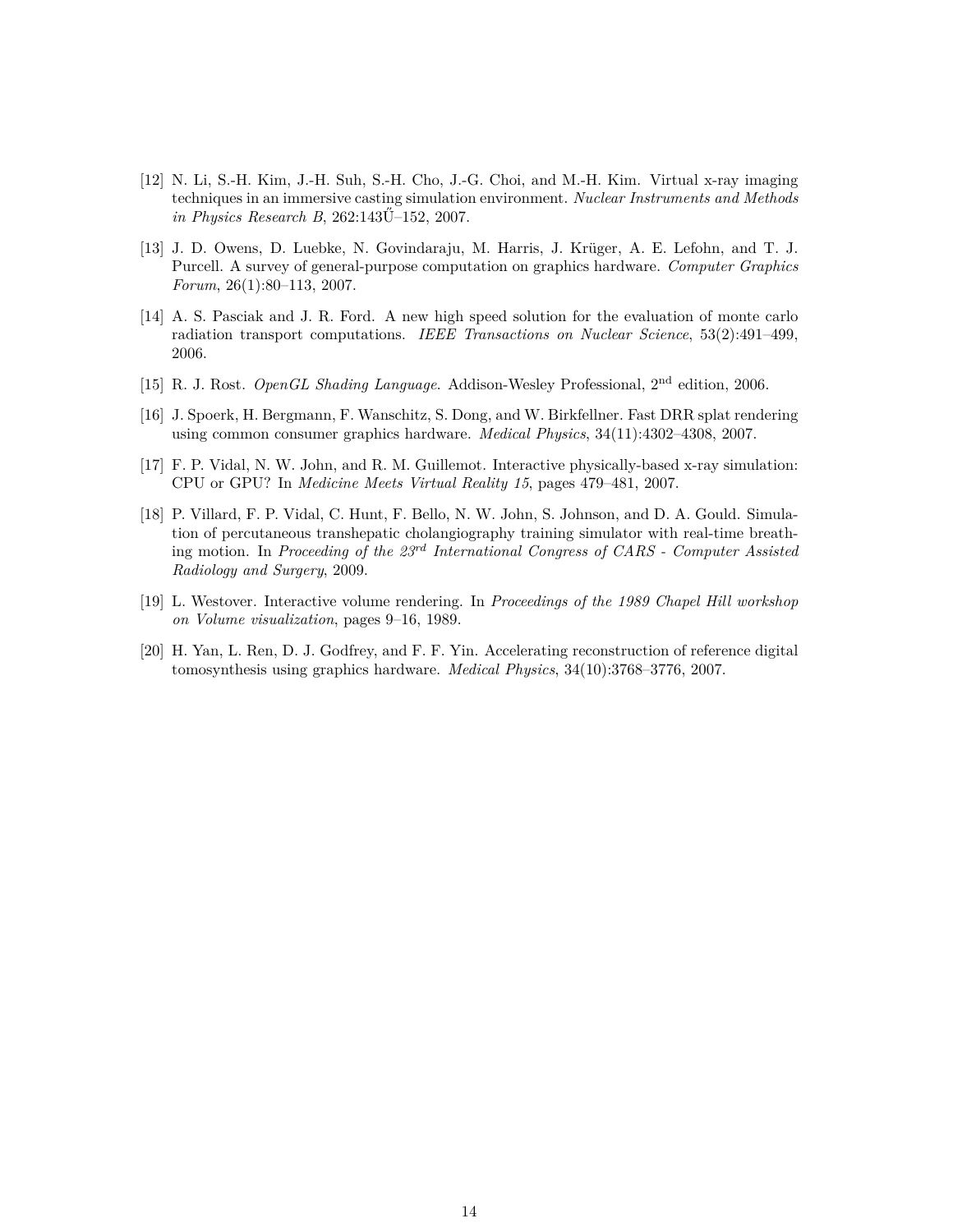[12] N. Li, S.-H. Kim, J.-H. Suh, S.-H. Cho, J.-G. Choi, and M.-H. Kim. Virtual x-ray imaging techniques in an immersive casting simulation environment. *Nuclear Instruments and Methods in Physics Research B*, 262:143Ű–152, 2007.

[13] J. D. Owens, D. Luebke, N. Govindaraju, M. Harris, J. Krüger, A. E. Lefohn, and T. J. Purcell. A survey of general-purpose computation on graphics hardware. *Computer Graphics Forum*, 26(1):80–113, 2007.

[14] A. S. Pasciak and J. R. Ford. A new high speed solution for the evaluation of monte carlo radiation transport computations. *IEEE Transactions on Nuclear Science*, 53(2):491–499, 2006.

[15] R. J. Rost. *OpenGL Shading Language*. Addison-Wesley Professional, 2nd edition, 2006.

[16] J. Spoerk, H. Bergmann, F. Wanschitz, S. Dong, and W. Birkfellner. Fast DRR splat rendering using common consumer graphics hardware. *Medical Physics*, 34(11):4302–4308, 2007.

[17] F. P. Vidal, N. W. John, and R. M. Guillemot. Interactive physically-based x-ray simulation: CPU or GPU? In *Medicine Meets Virtual Reality 15*, pages 479–481, 2007.

[18] P. Villard, F. P. Vidal, C. Hunt, F. Bello, N. W. John, S. Johnson, and D. A. Gould. Simulation of percutaneous transhepatic cholangiography training simulator with real-time breathing motion. In *Proceeding of the 23rd International Congress of CARS - Computer Assisted Radiology and Surgery*, 2009.

[19] L. Westover. Interactive volume rendering. In *Proceedings of the 1989 Chapel Hill workshop on Volume visualization*, pages 9–16, 1989.

[20] H. Yan, L. Ren, D. J. Godfrey, and F. F. Yin. Accelerating reconstruction of reference digital tomosynthesis using graphics hardware. *Medical Physics*, 34(10):3768–3776, 2007.